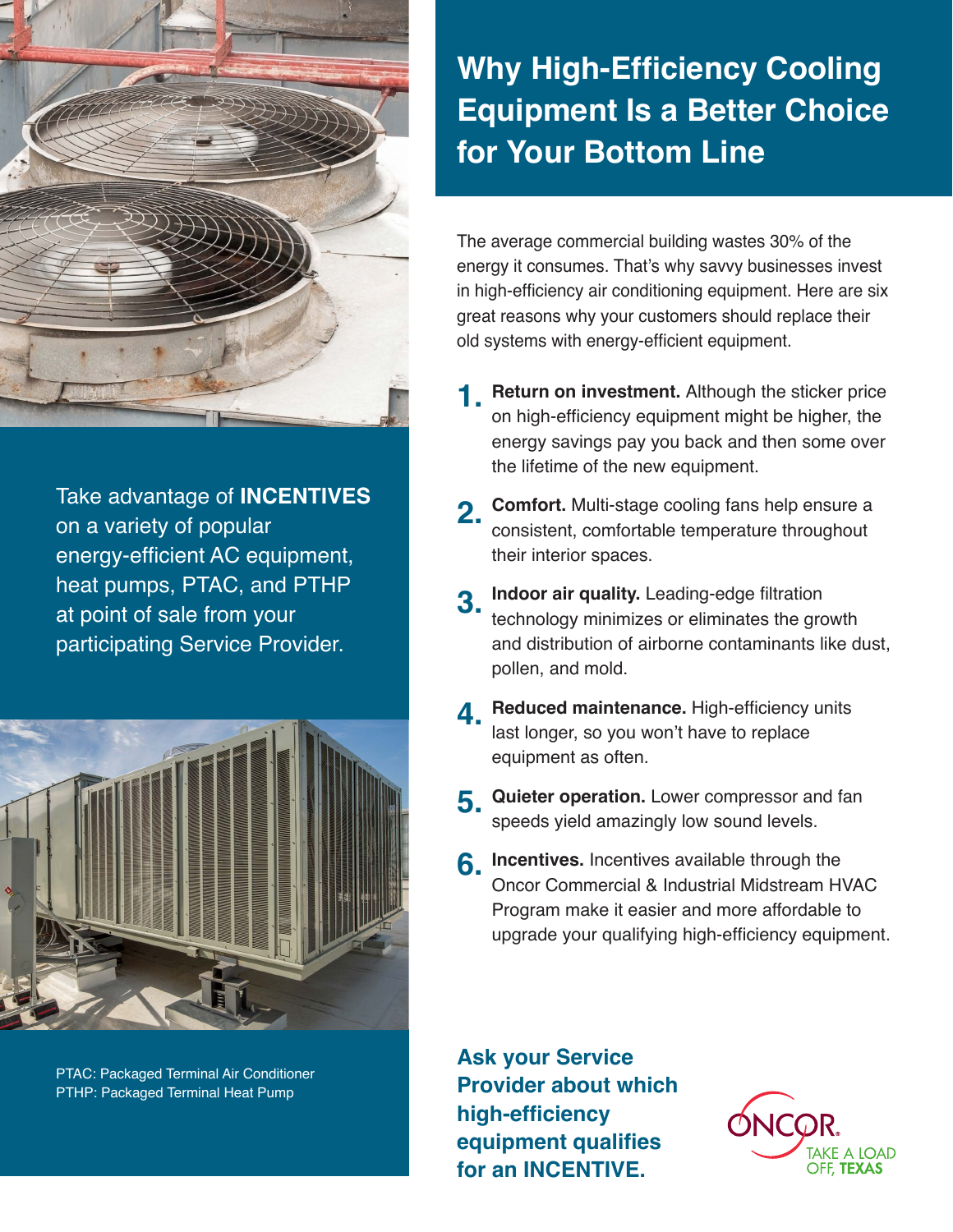# Why High-Efficiency Cooling Equipment Is a Better Choice for Your Bottom Line

The average commercial building wastes 30% of the energy it consumes. That's why savvy businesses invest in high-efficiency air conditioning equipment. Here are six great reasons why your customers should replace their old systems with energy-efficient equipment.

1. **Return on investment.** Although the sticker price on high-efficiency equipment might be higher, the energy savings pay you back and then some over the lifetime of the new equipment.
2. **Comfort.** Multi-stage cooling fans help ensure a consistent, comfortable temperature throughout their interior spaces.
3. **Indoor air quality.** Leading-edge filtration technology minimizes or eliminates the growth and distribution of airborne contaminants like dust, pollen, and mold.
4. **Reduced maintenance.** High-efficiency units last longer, so you won't have to replace equipment as often.
5. **Quieter operation.** Lower compressor and fan speeds yield amazingly low sound levels.
6. **Incentives.** Incentives available through the Oncor Commercial & Industrial Midstream HVAC Program make it easier and more affordable to upgrade your qualifying high-efficiency equipment.

Take advantage of **INCENTIVES** on a variety of popular energy-efficient AC equipment, heat pumps, PTAC, and PTHP at point of sale from your participating Service Provider.

PTAC: Packaged Terminal Air Conditioner
PTHP: Packaged Terminal Heat Pump

**Ask your Service Provider about which high-efficiency equipment qualifies for an INCENTIVE.**

ONCOR
TAKE A LOAD OFF, TEXAS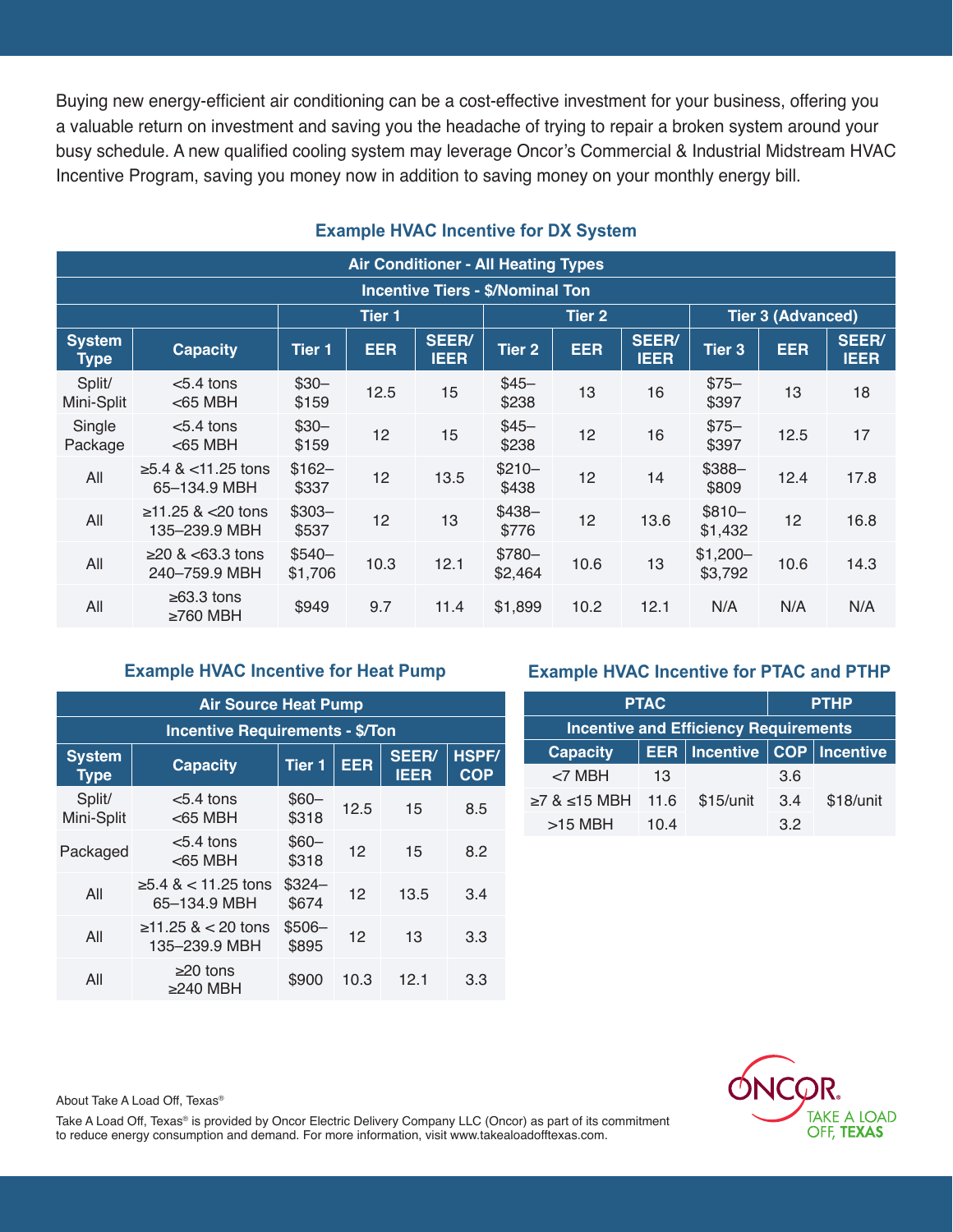Buying new energy-efficient air conditioning can be a cost-effective investment for your business, offering you a valuable return on investment and saving you the headache of trying to repair a broken system around your busy schedule. A new qualified cooling system may leverage Oncor's Commercial & Industrial Midstream HVAC Incentive Program, saving you money now in addition to saving money on your monthly energy bill.

### Example HVAC Incentive for DX System

| Air Conditioner - All Heating Types | | | | | | | | | | |
|---|---|---|---|---|---|---|---|---|---|---|
| Incentive Tiers - $/Nominal Ton | | | | | | | | | | |
| | | Tier 1 | | | Tier 2 | | | Tier 3 (Advanced) | | |
| System Type | Capacity | Tier 1 | EER | SEER/ IEER | Tier 2 | EER | SEER/ IEER | Tier 3 | EER | SEER/ IEER |
| Split/ Mini-Split | <5.4 tons <65 MBH | $30–$159 | 12.5 | 15 | $45–$238 | 13 | 16 | $75–$397 | 13 | 18 |
| Single Package | <5.4 tons <65 MBH | $30–$159 | 12 | 15 | $45–$238 | 12 | 16 | $75–$397 | 12.5 | 17 |
| All | ≥5.4 & <11.25 tons 65–134.9 MBH | $162–$337 | 12 | 13.5 | $210–$438 | 12 | 14 | $388–$809 | 12.4 | 17.8 |
| All | ≥11.25 & <20 tons 135–239.9 MBH | $303–$537 | 12 | 13 | $438–$776 | 12 | 13.6 | $810–$1,432 | 12 | 16.8 |
| All | ≥20 & <63.3 tons 240–759.9 MBH | $540–$1,706 | 10.3 | 12.1 | $780–$2,464 | 10.6 | 13 | $1,200–$3,792 | 10.6 | 14.3 |
| All | ≥63.3 tons ≥760 MBH | $949 | 9.7 | 11.4 | $1,899 | 10.2 | 12.1 | N/A | N/A | N/A |

### Example HVAC Incentive for Heat Pump

| Air Source Heat Pump | | | | | |
|---|---|---|---|---|---|
| Incentive Requirements - $/Ton | | | | | |
| System Type | Capacity | Tier 1 | EER | SEER/ IEER | HSPF/ COP |
| Split/ Mini-Split | <5.4 tons <65 MBH | $60–$318 | 12.5 | 15 | 8.5 |
| Packaged | <5.4 tons <65 MBH | $60–$318 | 12 | 15 | 8.2 |
| All | ≥5.4 & < 11.25 tons 65–134.9 MBH | $324–$674 | 12 | 13.5 | 3.4 |
| All | ≥11.25 & < 20 tons 135–239.9 MBH | $506–$895 | 12 | 13 | 3.3 |
| All | ≥20 tons ≥240 MBH | $900 | 10.3 | 12.1 | 3.3 |

### Example HVAC Incentive for PTAC and PTHP

| PTAC | | | PTHP | |
|---|---|---|---|---|
| Incentive and Efficiency Requirements | | | | |
| Capacity | EER | Incentive | COP | Incentive |
| <7 MBH | 13 | $15/unit | 3.6 | $18/unit |
| ≥7 & ≤15 MBH | 11.6 | | 3.4 | |
| >15 MBH | 10.4 | | 3.2 | |

About Take A Load Off, Texas®

Take A Load Off, Texas® is provided by Oncor Electric Delivery Company LLC (Oncor) as part of its commitment to reduce energy consumption and demand. For more information, visit www.takealoadofftexas.com.

ONCOR. TAKE A LOAD OFF, TEXAS